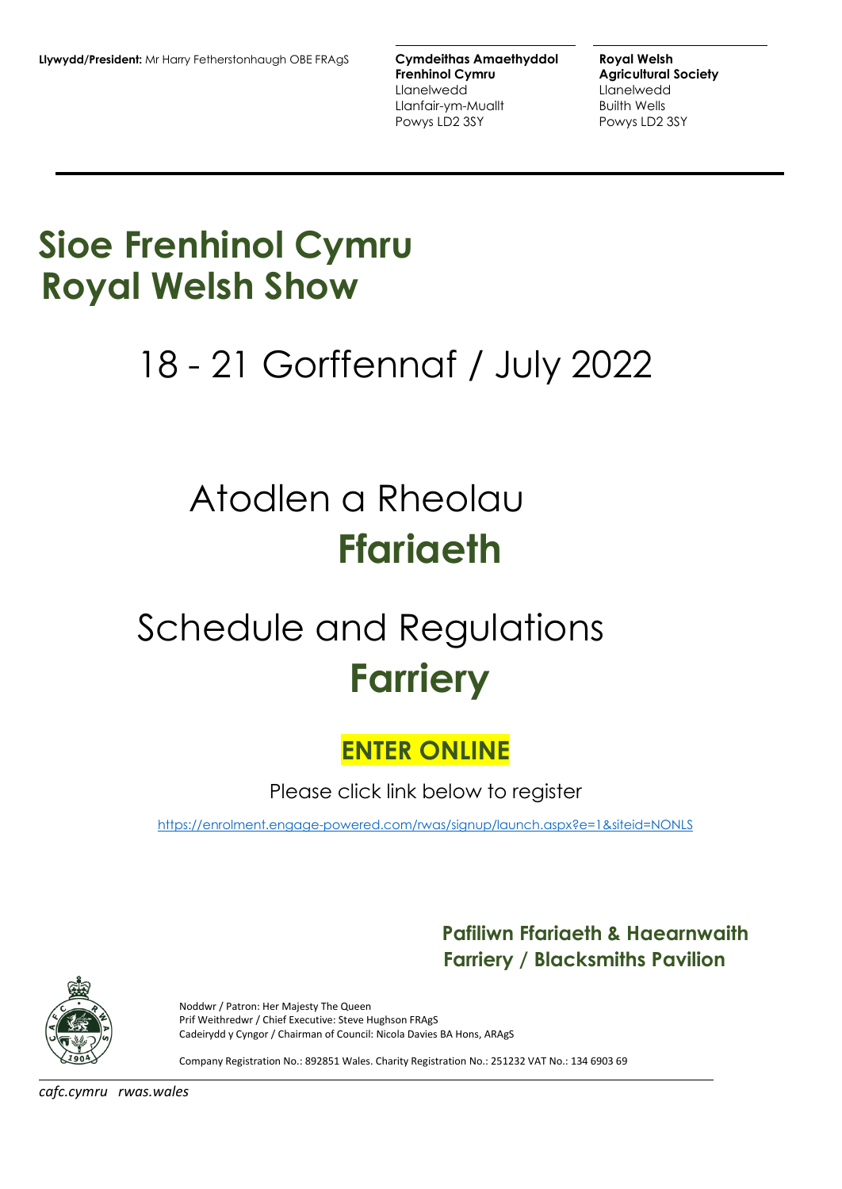**Llywydd/President:** Mr Harry Fetherstonhaugh OBE FRAgS

**Cymdeithas Amaethyddol Frenhinol Cymru**
Llanelwedd
Llanfair-ym-Muallt
Powys LD2 3SY

**Royal Welsh Agricultural Society**
Llanelwedd
Builth Wells
Powys LD2 3SY

# Sioe Frenhinol Cymru
# Royal Welsh Show

## 18 - 21 Gorffennaf / July 2022

## Atodlen a Rheolau **Ffariaeth**

## Schedule and Regulations **Farriery**

**ENTER ONLINE**

Please click link below to register

https://enrolment.engage-powered.com/rwas/signup/launch.aspx?e=1&siteid=NONLS

**Pafiliwn Ffariaeth & Haearnwaith**
**Farriery / Blacksmiths Pavilion**

Noddwr / Patron: Her Majesty The Queen
Prif Weithredwr / Chief Executive: Steve Hughson FRAgS
Cadeirydd y Cyngor / Chairman of Council: Nicola Davies BA Hons, ARAgS

Company Registration No.: 892851 Wales. Charity Registration No.: 251232 VAT No.: 134 6903 69

*cafc.cymru rwas.wales*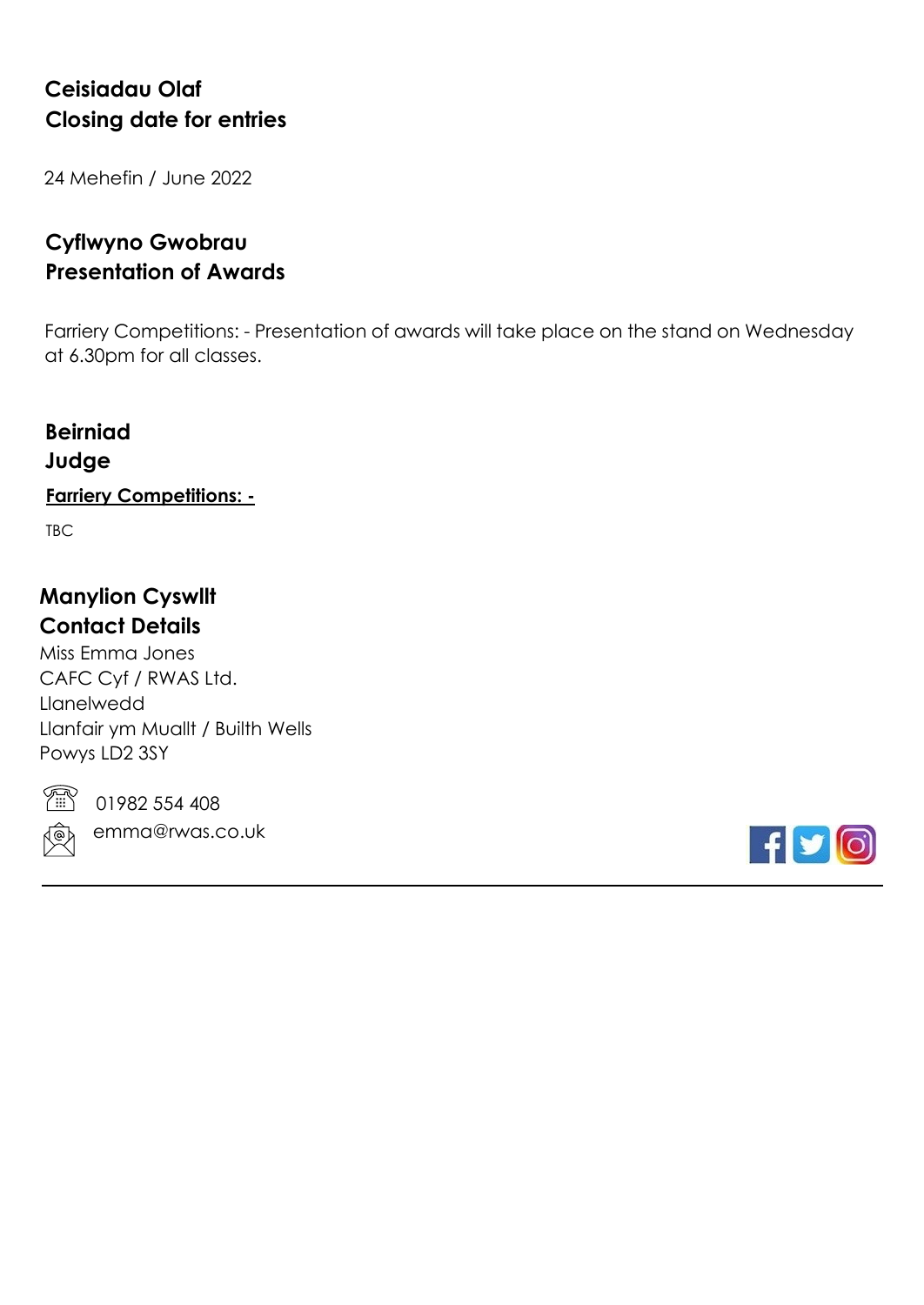## Ceisiadau Olaf
## Closing date for entries

24 Mehefin / June 2022

## Cyflwyno Gwobrau
## Presentation of Awards

Farriery Competitions: - Presentation of awards will take place on the stand on Wednesday at 6.30pm for all classes.

## Beirniad
## Judge

**Farriery Competitions: -**

TBC

## Manylion Cyswllt
## Contact Details

Miss Emma Jones
CAFC Cyf / RWAS Ltd.
Llanelwedd
Llanfair ym Muallt / Builth Wells
Powys LD2 3SY

01982 554 408
emma@rwas.co.uk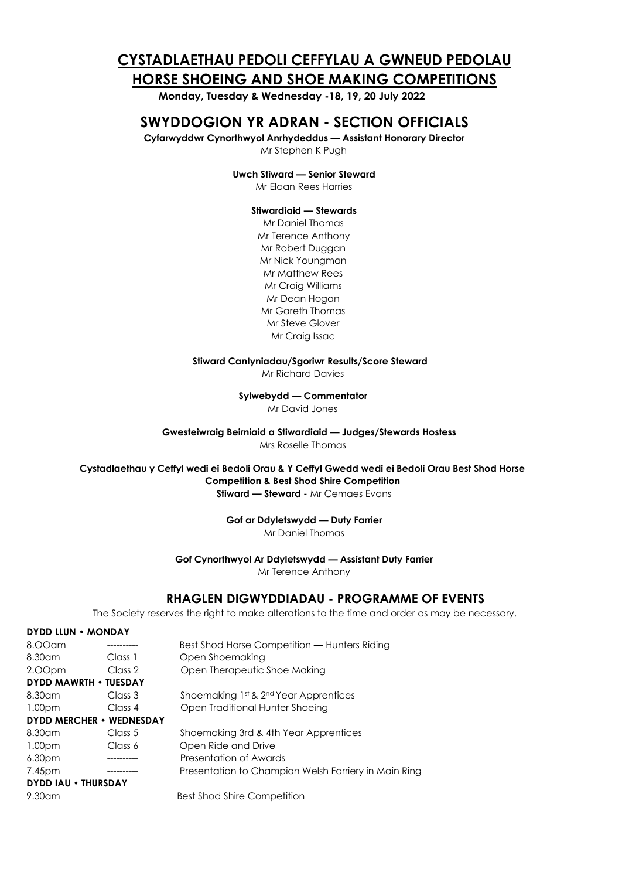# CYSTADLAETHAU PEDOLI CEFFYLAU A GWNEUD PEDOLAU

# HORSE SHOEING AND SHOE MAKING COMPETITIONS

**Monday, Tuesday & Wednesday -18, 19, 20 July 2022**

## SWYDDOGION YR ADRAN - SECTION OFFICIALS

**Cyfarwyddwr Cynorthwyol Anrhydeddus — Assistant Honorary Director**
Mr Stephen K Pugh

**Uwch Stiward — Senior Steward**
Mr Elaan Rees Harries

**Stiwardiaid — Stewards**
Mr Daniel Thomas
Mr Terence Anthony
Mr Robert Duggan
Mr Nick Youngman
Mr Matthew Rees
Mr Craig Williams
Mr Dean Hogan
Mr Gareth Thomas
Mr Steve Glover
Mr Craig Issac

**Stiward Canlyniadau/Sgoriwr Results/Score Steward**
Mr Richard Davies

**Sylwebydd — Commentator**
Mr David Jones

**Gwesteiwraig Beirniaid a Stiwardiaid — Judges/Stewards Hostess**
Mrs Roselle Thomas

**Cystadlaethau y Ceffyl wedi ei Bedoli Orau & Y Ceffyl Gwedd wedi ei Bedoli Orau Best Shod Horse Competition & Best Shod Shire Competition**
**Stiward — Steward -** Mr Cemaes Evans

**Gof ar Ddyletswydd — Duty Farrier**
Mr Daniel Thomas

**Gof Cynorthwyol Ar Ddyletswydd — Assistant Duty Farrier**
Mr Terence Anthony

## RHAGLEN DIGWYDDIADAU - PROGRAMME OF EVENTS

The Society reserves the right to make alterations to the time and order as may be necessary.

**DYDD LLUN • MONDAY**

| | | |
|---|---|---|
| 8.OOam | ---------- | Best Shod Horse Competition — Hunters Riding |
| 8.30am | Class 1 | Open Shoemaking |
| 2.OOpm | Class 2 | Open Therapeutic Shoe Making |

**DYDD MAWRTH • TUESDAY**

| | | |
|---|---|---|
| 8.30am | Class 3 | Shoemaking 1st & 2nd Year Apprentices |
| 1.00pm | Class 4 | Open Traditional Hunter Shoeing |

**DYDD MERCHER • WEDNESDAY**

| | | |
|---|---|---|
| 8.30am | Class 5 | Shoemaking 3rd & 4th Year Apprentices |
| 1.00pm | Class 6 | Open Ride and Drive |
| 6.30pm | ---------- | Presentation of Awards |
| 7.45pm | ---------- | Presentation to Champion Welsh Farriery in Main Ring |

**DYDD IAU • THURSDAY**

| | | |
|---|---|---|
| 9.30am | | Best Shod Shire Competition |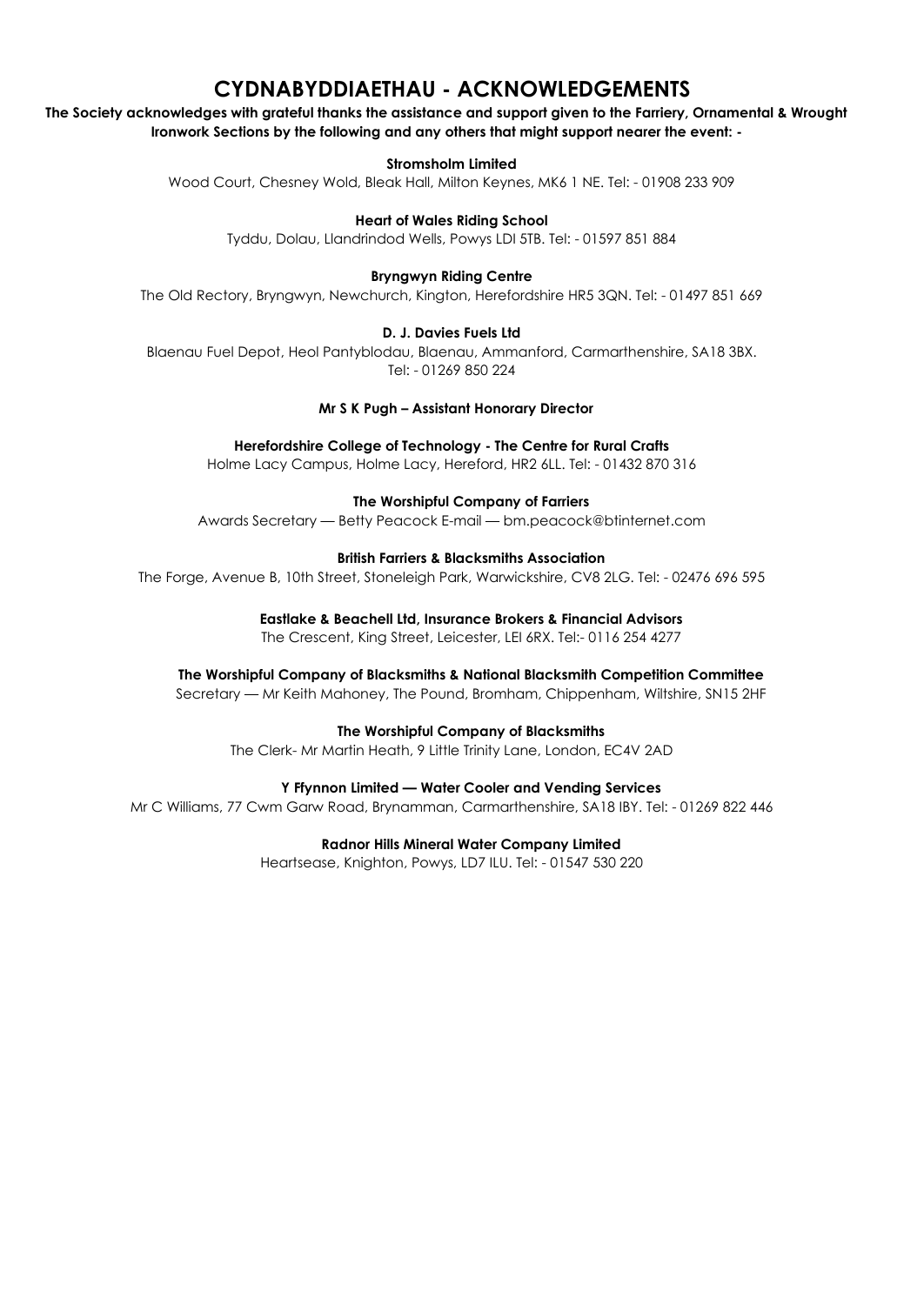# CYDNABYDDIAETHAU - ACKNOWLEDGEMENTS

**The Society acknowledges with grateful thanks the assistance and support given to the Farriery, Ornamental & Wrought Ironwork Sections by the following and any others that might support nearer the event: -**

**Stromsholm Limited**
Wood Court, Chesney Wold, Bleak Hall, Milton Keynes, MK6 1 NE. Tel: - 01908 233 909

**Heart of Wales Riding School**
Tyddu, Dolau, Llandrindod Wells, Powys LDI 5TB. Tel: - 01597 851 884

**Bryngwyn Riding Centre**
The Old Rectory, Bryngwyn, Newchurch, Kington, Herefordshire HR5 3QN. Tel: - 01497 851 669

**D. J. Davies Fuels Ltd**
Blaenau Fuel Depot, Heol Pantyblodau, Blaenau, Ammanford, Carmarthenshire, SA18 3BX.
Tel: - 01269 850 224

**Mr S K Pugh – Assistant Honorary Director**

**Herefordshire College of Technology - The Centre for Rural Crafts**
Holme Lacy Campus, Holme Lacy, Hereford, HR2 6LL. Tel: - 01432 870 316

**The Worshipful Company of Farriers**
Awards Secretary — Betty Peacock E-mail — bm.peacock@btinternet.com

**British Farriers & Blacksmiths Association**
The Forge, Avenue B, 10th Street, Stoneleigh Park, Warwickshire, CV8 2LG. Tel: - 02476 696 595

**Eastlake & Beachell Ltd, Insurance Brokers & Financial Advisors**
The Crescent, King Street, Leicester, LEI 6RX. Tel:- 0116 254 4277

**The Worshipful Company of Blacksmiths & National Blacksmith Competition Committee**
Secretary — Mr Keith Mahoney, The Pound, Bromham, Chippenham, Wiltshire, SN15 2HF

**The Worshipful Company of Blacksmiths**
The Clerk- Mr Martin Heath, 9 Little Trinity Lane, London, EC4V 2AD

**Y Ffynnon Limited — Water Cooler and Vending Services**
Mr C Williams, 77 Cwm Garw Road, Brynamman, Carmarthenshire, SA18 IBY. Tel: - 01269 822 446

**Radnor Hills Mineral Water Company Limited**
Heartsease, Knighton, Powys, LD7 ILU. Tel: - 01547 530 220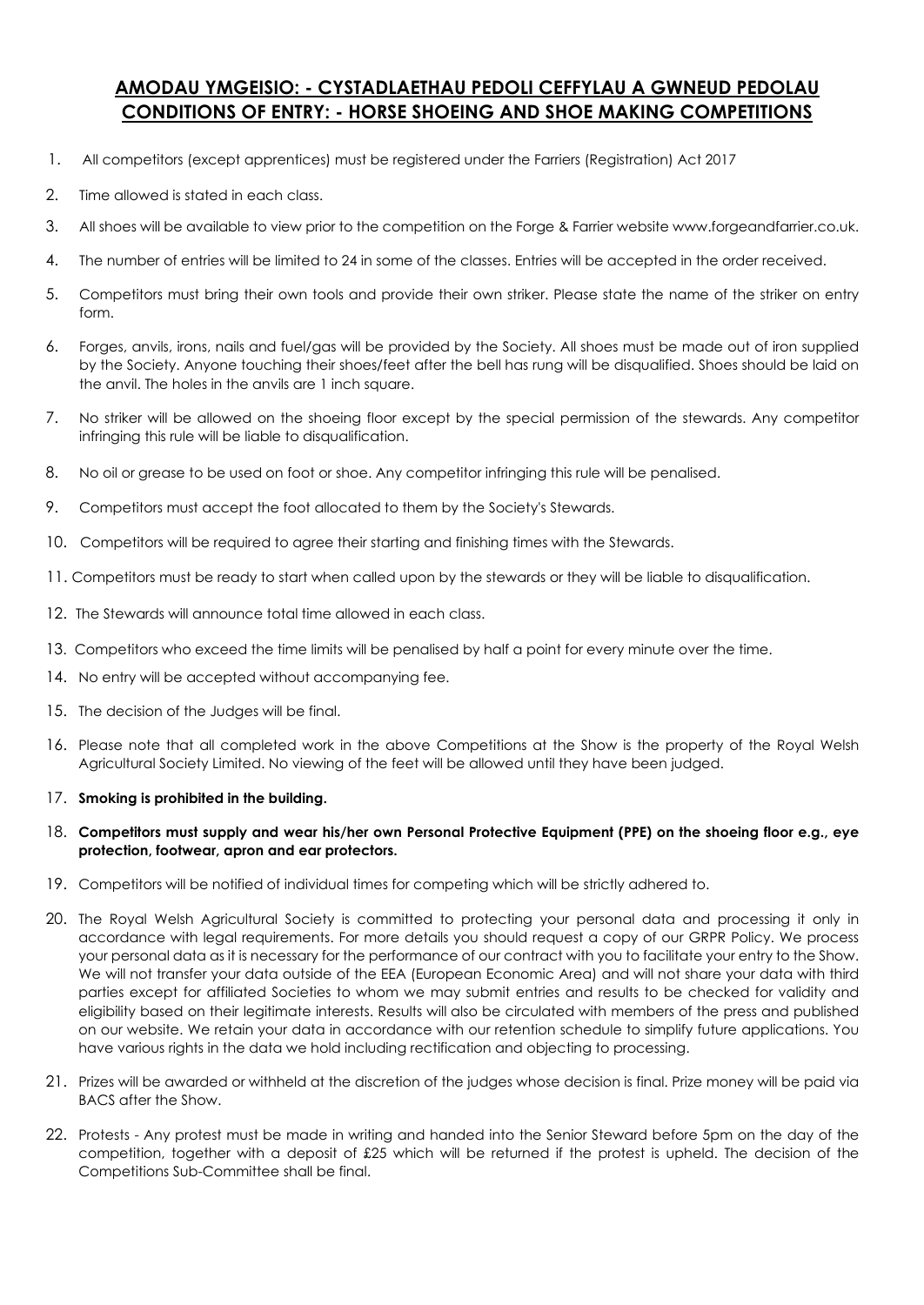# AMODAU YMGEISIO: - CYSTADLAETHAU PEDOLI CEFFYLAU A GWNEUD PEDOLAU
# CONDITIONS OF ENTRY: - HORSE SHOEING AND SHOE MAKING COMPETITIONS

1. All competitors (except apprentices) must be registered under the Farriers (Registration) Act 2017
2. Time allowed is stated in each class.
3. All shoes will be available to view prior to the competition on the Forge & Farrier website www.forgeandfarrier.co.uk.
4. The number of entries will be limited to 24 in some of the classes. Entries will be accepted in the order received.
5. Competitors must bring their own tools and provide their own striker. Please state the name of the striker on entry form.
6. Forges, anvils, irons, nails and fuel/gas will be provided by the Society. All shoes must be made out of iron supplied by the Society. Anyone touching their shoes/feet after the bell has rung will be disqualified. Shoes should be laid on the anvil. The holes in the anvils are 1 inch square.
7. No striker will be allowed on the shoeing floor except by the special permission of the stewards. Any competitor infringing this rule will be liable to disqualification.
8. No oil or grease to be used on foot or shoe. Any competitor infringing this rule will be penalised.
9. Competitors must accept the foot allocated to them by the Society's Stewards.
10. Competitors will be required to agree their starting and finishing times with the Stewards.
11. Competitors must be ready to start when called upon by the stewards or they will be liable to disqualification.
12. The Stewards will announce total time allowed in each class.
13. Competitors who exceed the time limits will be penalised by half a point for every minute over the time.
14. No entry will be accepted without accompanying fee.
15. The decision of the Judges will be final.
16. Please note that all completed work in the above Competitions at the Show is the property of the Royal Welsh Agricultural Society Limited. No viewing of the feet will be allowed until they have been judged.
17. **Smoking is prohibited in the building.**
18. **Competitors must supply and wear his/her own Personal Protective Equipment (PPE) on the shoeing floor e.g., eye protection, footwear, apron and ear protectors.**
19. Competitors will be notified of individual times for competing which will be strictly adhered to.
20. The Royal Welsh Agricultural Society is committed to protecting your personal data and processing it only in accordance with legal requirements. For more details you should request a copy of our GRPR Policy. We process your personal data as it is necessary for the performance of our contract with you to facilitate your entry to the Show. We will not transfer your data outside of the EEA (European Economic Area) and will not share your data with third parties except for affiliated Societies to whom we may submit entries and results to be checked for validity and eligibility based on their legitimate interests. Results will also be circulated with members of the press and published on our website. We retain your data in accordance with our retention schedule to simplify future applications. You have various rights in the data we hold including rectification and objecting to processing.
21. Prizes will be awarded or withheld at the discretion of the judges whose decision is final. Prize money will be paid via BACS after the Show.
22. Protests - Any protest must be made in writing and handed into the Senior Steward before 5pm on the day of the competition, together with a deposit of £25 which will be returned if the protest is upheld. The decision of the Competitions Sub-Committee shall be final.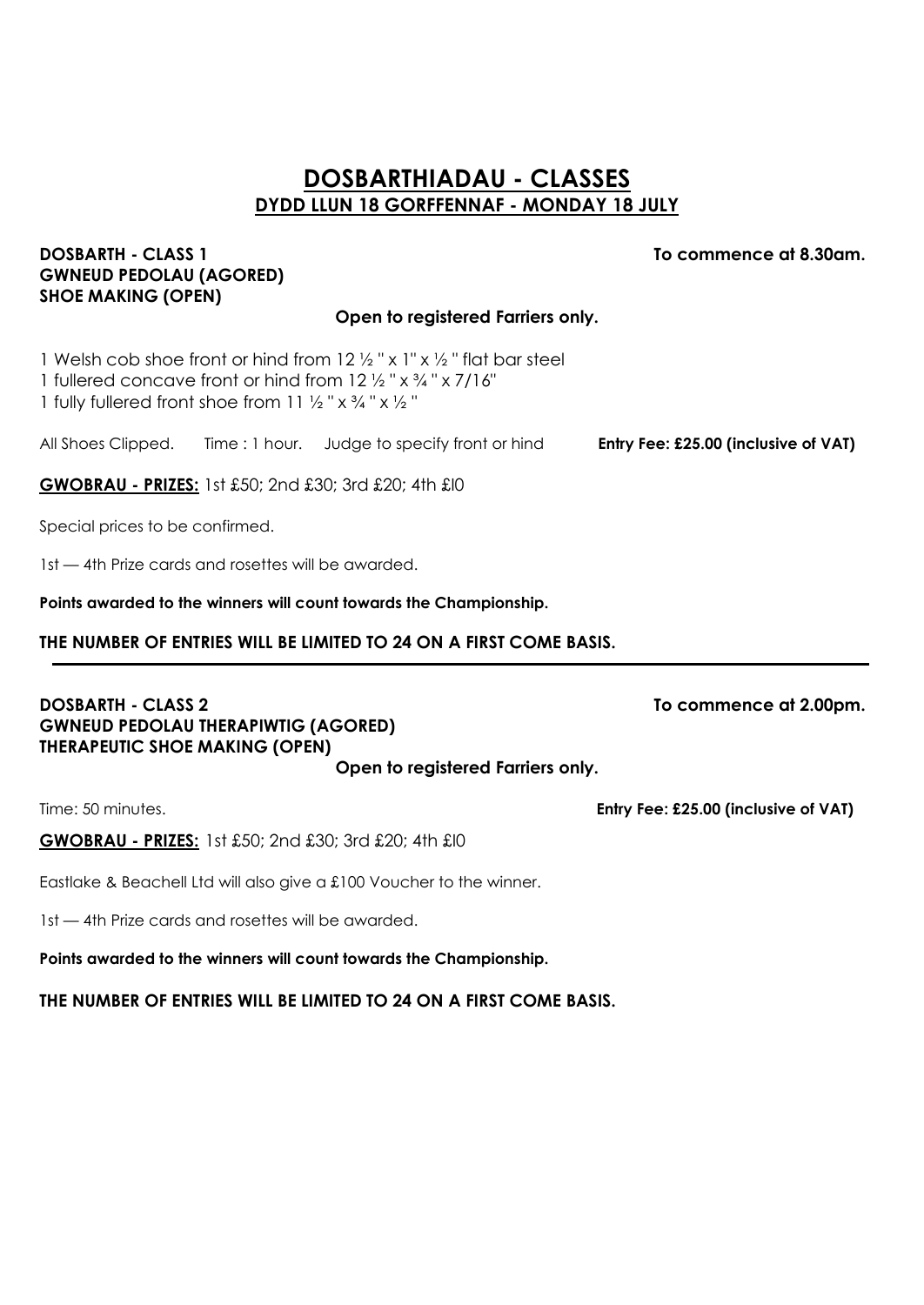# DOSBARTHIADAU - CLASSES

## DYDD LLUN 18 GORFFENNAF - MONDAY 18 JULY

**DOSBARTH - CLASS 1** **To commence at 8.30am.**
**GWNEUD PEDOLAU (AGORED)**
**SHOE MAKING (OPEN)**

**Open to registered Farriers only.**

1 Welsh cob shoe front or hind from 12 ½ " x 1" x ½ " flat bar steel
1 fullered concave front or hind from 12 ½ " x ¾ " x 7/16"
1 fully fullered front shoe from 11 ½ " x ¾ " x ½ "

All Shoes Clipped. Time : 1 hour. Judge to specify front or hind **Entry Fee: £25.00 (inclusive of VAT)**

**GWOBRAU - PRIZES:** 1st £50; 2nd £30; 3rd £20; 4th £l0

Special prices to be confirmed.

1st — 4th Prize cards and rosettes will be awarded.

**Points awarded to the winners will count towards the Championship.**

**THE NUMBER OF ENTRIES WILL BE LIMITED TO 24 ON A FIRST COME BASIS.**

---

**DOSBARTH - CLASS 2** **To commence at 2.00pm.**
**GWNEUD PEDOLAU THERAPIWTIG (AGORED)**
**THERAPEUTIC SHOE MAKING (OPEN)**

**Open to registered Farriers only.**

Time: 50 minutes. **Entry Fee: £25.00 (inclusive of VAT)**

**GWOBRAU - PRIZES:** 1st £50; 2nd £30; 3rd £20; 4th £l0

Eastlake & Beachell Ltd will also give a £100 Voucher to the winner.

1st — 4th Prize cards and rosettes will be awarded.

**Points awarded to the winners will count towards the Championship.**

**THE NUMBER OF ENTRIES WILL BE LIMITED TO 24 ON A FIRST COME BASIS.**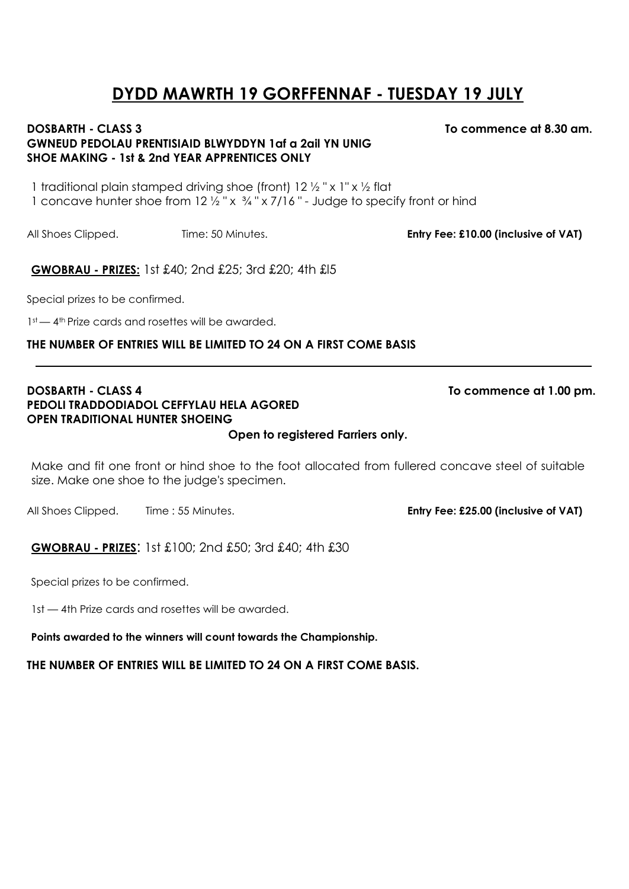# DYDD MAWRTH 19 GORFFENNAF - TUESDAY 19 JULY

**DOSBARTH - CLASS 3** **To commence at 8.30 am.**
**GWNEUD PEDOLAU PRENTISIAID BLWYDDYN 1af a 2ail YN UNIG**
**SHOE MAKING - 1st & 2nd YEAR APPRENTICES ONLY**

1 traditional plain stamped driving shoe (front) 12 ½ " x 1" x ½ flat
1 concave hunter shoe from 12 ½ " x ¾ " x 7/16 " - Judge to specify front or hind

All Shoes Clipped. Time: 50 Minutes. **Entry Fee: £10.00 (inclusive of VAT)**

**GWOBRAU - PRIZES:** 1st £40; 2nd £25; 3rd £20; 4th £l5

Special prizes to be confirmed.

1st — 4th Prize cards and rosettes will be awarded.

**THE NUMBER OF ENTRIES WILL BE LIMITED TO 24 ON A FIRST COME BASIS**

---

**DOSBARTH - CLASS 4** **To commence at 1.00 pm.**
**PEDOLI TRADDODIADOL CEFFYLAU HELA AGORED**
**OPEN TRADITIONAL HUNTER SHOEING**

**Open to registered Farriers only.**

Make and fit one front or hind shoe to the foot allocated from fullered concave steel of suitable size. Make one shoe to the judge's specimen.

All Shoes Clipped. Time : 55 Minutes. **Entry Fee: £25.00 (inclusive of VAT)**

**GWOBRAU - PRIZES**: 1st £100; 2nd £50; 3rd £40; 4th £30

Special prizes to be confirmed.

1st — 4th Prize cards and rosettes will be awarded.

**Points awarded to the winners will count towards the Championship.**

**THE NUMBER OF ENTRIES WILL BE LIMITED TO 24 ON A FIRST COME BASIS.**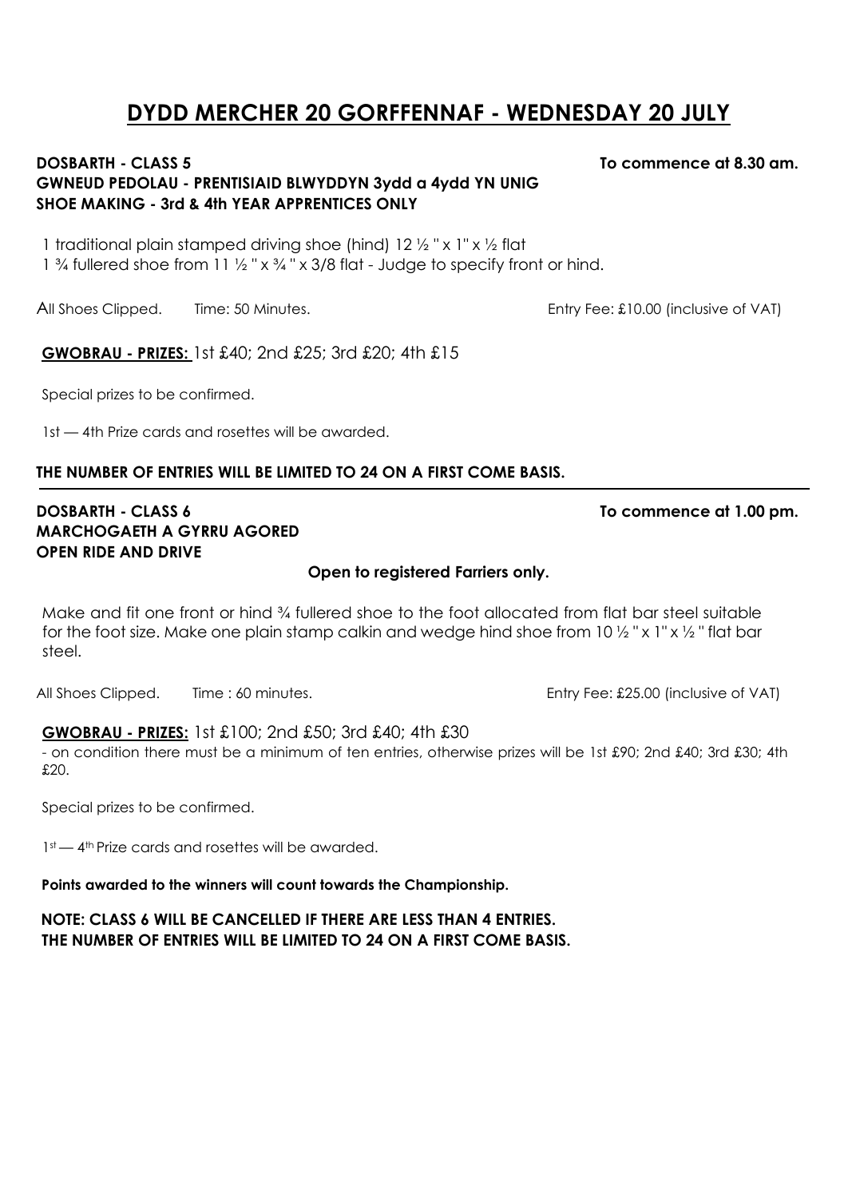# DYDD MERCHER 20 GORFFENNAF - WEDNESDAY 20 JULY

**DOSBARTH - CLASS 5** **To commence at 8.30 am.**
**GWNEUD PEDOLAU - PRENTISIAID BLWYDDYN 3ydd a 4ydd YN UNIG**
**SHOE MAKING - 3rd & 4th YEAR APPRENTICES ONLY**

1 traditional plain stamped driving shoe (hind) 12 ½ " x 1" x ½ flat
1 ¾ fullered shoe from 11 ½ " x ¾ " x 3/8 flat - Judge to specify front or hind.

All Shoes Clipped. Time: 50 Minutes. Entry Fee: £10.00 (inclusive of VAT)

**GWOBRAU - PRIZES:** 1st £40; 2nd £25; 3rd £20; 4th £15

Special prizes to be confirmed.

1st — 4th Prize cards and rosettes will be awarded.

**THE NUMBER OF ENTRIES WILL BE LIMITED TO 24 ON A FIRST COME BASIS.**

---

**DOSBARTH - CLASS 6** **To commence at 1.00 pm.**
**MARCHOGAETH A GYRRU AGORED**
**OPEN RIDE AND DRIVE**

**Open to registered Farriers only.**

Make and fit one front or hind ¾ fullered shoe to the foot allocated from flat bar steel suitable for the foot size. Make one plain stamp calkin and wedge hind shoe from 10 ½ " x 1" x ½ " flat bar steel.

All Shoes Clipped. Time : 60 minutes. Entry Fee: £25.00 (inclusive of VAT)

**GWOBRAU - PRIZES:** 1st £100; 2nd £50; 3rd £40; 4th £30
- on condition there must be a minimum of ten entries, otherwise prizes will be 1st £90; 2nd £40; 3rd £30; 4th £20.

Special prizes to be confirmed.

1st — 4th Prize cards and rosettes will be awarded.

**Points awarded to the winners will count towards the Championship.**

**NOTE: CLASS 6 WILL BE CANCELLED IF THERE ARE LESS THAN 4 ENTRIES.**
**THE NUMBER OF ENTRIES WILL BE LIMITED TO 24 ON A FIRST COME BASIS.**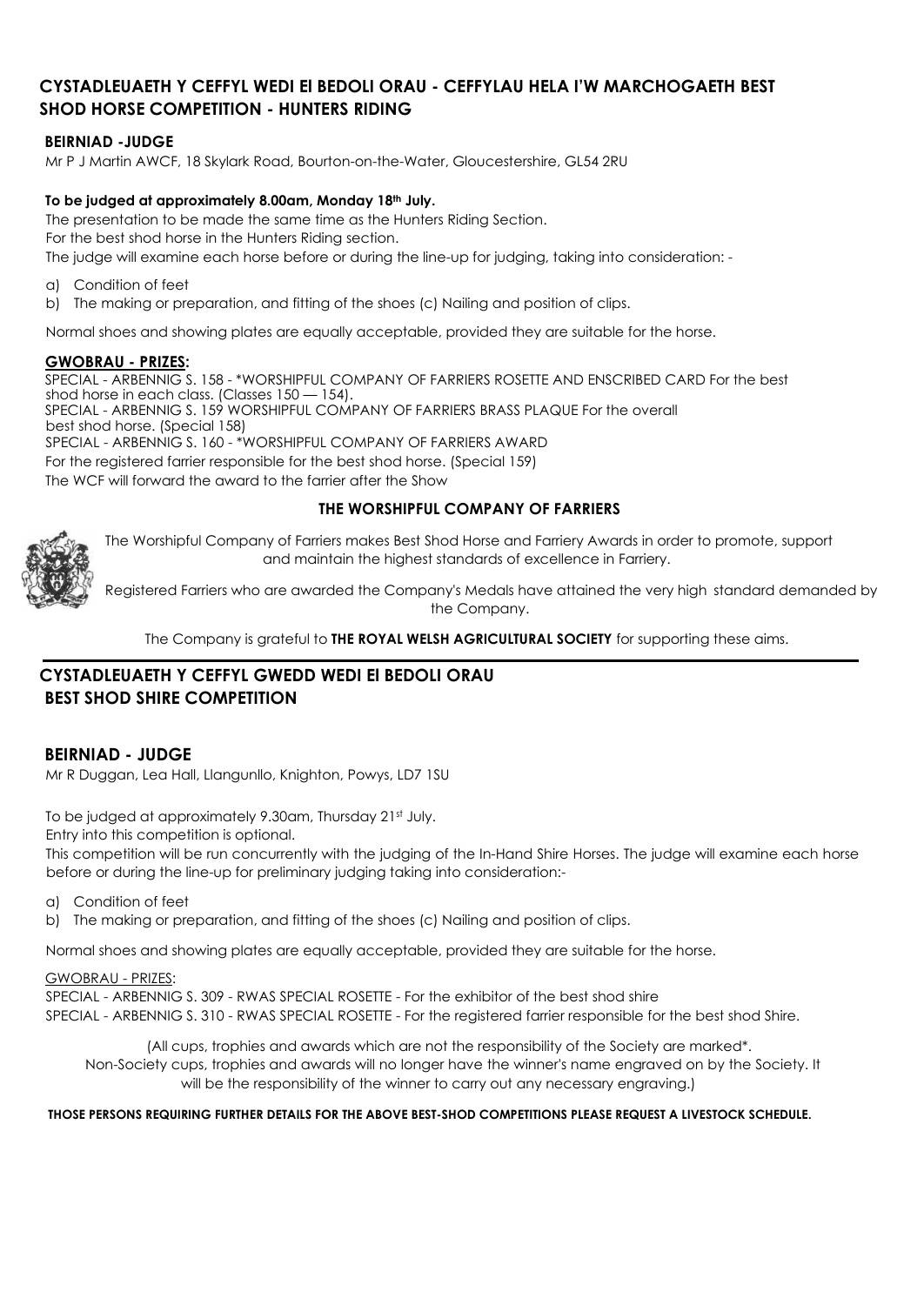## CYSTADLEUAETH Y CEFFYL WEDI EI BEDOLI ORAU - CEFFYLAU HELA I'W MARCHOGAETH BEST SHOD HORSE COMPETITION - HUNTERS RIDING

### BEIRNIAD -JUDGE

Mr P J Martin AWCF, 18 Skylark Road, Bourton-on-the-Water, Gloucestershire, GL54 2RU

**To be judged at approximately 8.00am, Monday 18th July.**

The presentation to be made the same time as the Hunters Riding Section.
For the best shod horse in the Hunters Riding section.
The judge will examine each horse before or during the line-up for judging, taking into consideration: -

a) Condition of feet
b) The making or preparation, and fitting of the shoes (c) Nailing and position of clips.

Normal shoes and showing plates are equally acceptable, provided they are suitable for the horse.

**GWOBRAU - PRIZES:**

SPECIAL - ARBENNIG S. 158 - *WORSHIPFUL COMPANY OF FARRIERS ROSETTE AND ENSCRIBED CARD For the best shod horse in each class. (Classes 150 — 154).
SPECIAL - ARBENNIG S. 159 WORSHIPFUL COMPANY OF FARRIERS BRASS PLAQUE For the overall best shod horse. (Special 158)
SPECIAL - ARBENNIG S. 160 - *WORSHIPFUL COMPANY OF FARRIERS AWARD
For the registered farrier responsible for the best shod horse. (Special 159)
The WCF will forward the award to the farrier after the Show

**THE WORSHIPFUL COMPANY OF FARRIERS**

The Worshipful Company of Farriers makes Best Shod Horse and Farriery Awards in order to promote, support and maintain the highest standards of excellence in Farriery.

Registered Farriers who are awarded the Company's Medals have attained the very high standard demanded by the Company.

The Company is grateful to **THE ROYAL WELSH AGRICULTURAL SOCIETY** for supporting these aims.

## CYSTADLEUAETH Y CEFFYL GWEDD WEDI EI BEDOLI ORAU BEST SHOD SHIRE COMPETITION

### BEIRNIAD - JUDGE

Mr R Duggan, Lea Hall, Llangunllo, Knighton, Powys, LD7 1SU

To be judged at approximately 9.30am, Thursday 21st July.
Entry into this competition is optional.
This competition will be run concurrently with the judging of the In-Hand Shire Horses. The judge will examine each horse before or during the line-up for preliminary judging taking into consideration:-

a) Condition of feet
b) The making or preparation, and fitting of the shoes (c) Nailing and position of clips.

Normal shoes and showing plates are equally acceptable, provided they are suitable for the horse.

GWOBRAU - PRIZES:

SPECIAL - ARBENNIG S. 309 - RWAS SPECIAL ROSETTE - For the exhibitor of the best shod shire
SPECIAL - ARBENNIG S. 310 - RWAS SPECIAL ROSETTE - For the registered farrier responsible for the best shod Shire.

(All cups, trophies and awards which are not the responsibility of the Society are marked*.
Non-Society cups, trophies and awards will no longer have the winner's name engraved on by the Society. It will be the responsibility of the winner to carry out any necessary engraving.)

**THOSE PERSONS REQUIRING FURTHER DETAILS FOR THE ABOVE BEST-SHOD COMPETITIONS PLEASE REQUEST A LIVESTOCK SCHEDULE.**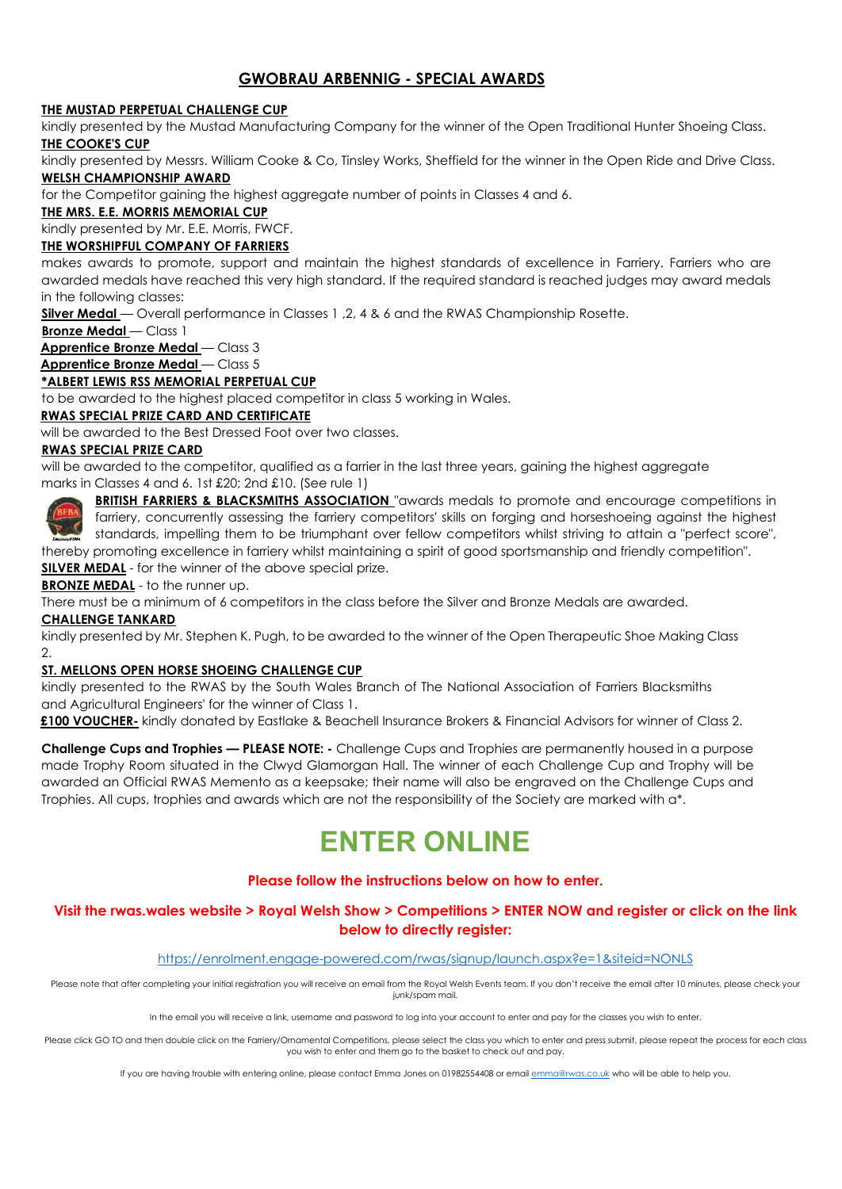## GWOBRAU ARBENNIG - SPECIAL AWARDS

**THE MUSTAD PERPETUAL CHALLENGE CUP**

kindly presented by the Mustad Manufacturing Company for the winner of the Open Traditional Hunter Shoeing Class.

**THE COOKE'S CUP**

kindly presented by Messrs. William Cooke & Co, Tinsley Works, Sheffield for the winner in the Open Ride and Drive Class.

**WELSH CHAMPIONSHIP AWARD**

for the Competitor gaining the highest aggregate number of points in Classes 4 and 6.

**THE MRS. E.E. MORRIS MEMORIAL CUP**

kindly presented by Mr. E.E. Morris, FWCF.

**THE WORSHIPFUL COMPANY OF FARRIERS**

makes awards to promote, support and maintain the highest standards of excellence in Farriery. Farriers who are awarded medals have reached this very high standard. If the required standard is reached judges may award medals in the following classes:

**Silver Medal** — Overall performance in Classes 1 ,2, 4 & 6 and the RWAS Championship Rosette.

**Bronze Medal** — Class 1

**Apprentice Bronze Medal** — Class 3

**Apprentice Bronze Medal** — Class 5

**\*ALBERT LEWIS RSS MEMORIAL PERPETUAL CUP**

to be awarded to the highest placed competitor in class 5 working in Wales.

**RWAS SPECIAL PRIZE CARD AND CERTIFICATE**

will be awarded to the Best Dressed Foot over two classes.

**RWAS SPECIAL PRIZE CARD**

will be awarded to the competitor, qualified as a farrier in the last three years, gaining the highest aggregate marks in Classes 4 and 6. 1st £20; 2nd £10. (See rule 1)

**BRITISH FARRIERS & BLACKSMITHS ASSOCIATION** "awards medals to promote and encourage competitions in farriery, concurrently assessing the farriery competitors' skills on forging and horseshoeing against the highest standards, impelling them to be triumphant over fellow competitors whilst striving to attain a "perfect score", thereby promoting excellence in farriery whilst maintaining a spirit of good sportsmanship and friendly competition".

**SILVER MEDAL** - for the winner of the above special prize.

**BRONZE MEDAL** - to the runner up.

There must be a minimum of 6 competitors in the class before the Silver and Bronze Medals are awarded.

**CHALLENGE TANKARD**

kindly presented by Mr. Stephen K. Pugh, to be awarded to the winner of the Open Therapeutic Shoe Making Class 2.

**ST. MELLONS OPEN HORSE SHOEING CHALLENGE CUP**

kindly presented to the RWAS by the South Wales Branch of The National Association of Farriers Blacksmiths and Agricultural Engineers' for the winner of Class 1.

**£100 VOUCHER-** kindly donated by Eastlake & Beachell Insurance Brokers & Financial Advisors for winner of Class 2.

**Challenge Cups and Trophies — PLEASE NOTE: -** Challenge Cups and Trophies are permanently housed in a purpose made Trophy Room situated in the Clwyd Glamorgan Hall. The winner of each Challenge Cup and Trophy will be awarded an Official RWAS Memento as a keepsake; their name will also be engraved on the Challenge Cups and Trophies. All cups, trophies and awards which are not the responsibility of the Society are marked with a*.

# ENTER ONLINE

**Please follow the instructions below on how to enter.**

**Visit the rwas.wales website > Royal Welsh Show > Competitions > ENTER NOW and register or click on the link below to directly register:**

https://enrolment.engage-powered.com/rwas/signup/launch.aspx?e=1&siteid=NONLS

Please note that after completing your initial registration you will receive an email from the Royal Welsh Events team. If you don't receive the email after 10 minutes, please check your junk/spam mail.

In the email you will receive a link, username and password to log into your account to enter and pay for the classes you wish to enter.

Please click GO TO and then double click on the Farriery/Ornamental Competitions, please select the class you which to enter and press submit, please repeat the process for each class you wish to enter and them go to the basket to check out and pay.

If you are having trouble with entering online, please contact Emma Jones on 01982554408 or email emma@rwas.co.uk who will be able to help you.